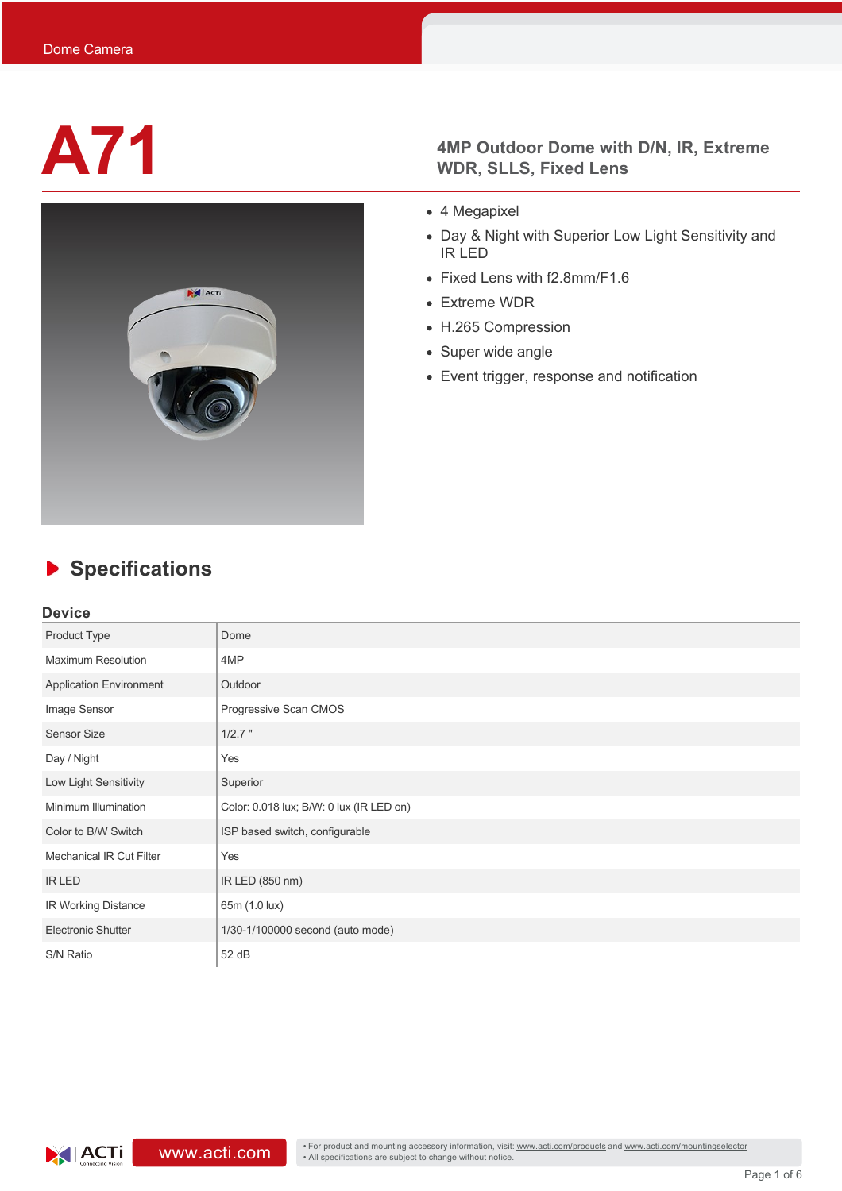Dome Camera

# A71

## 4MP Outdoor Dome with D/N, IR, Extreme WDR, SLLS, Fixed Lens

- 4 Megapixel
- Day & Night with Superior Low Light Sensitivity and IR LED
- Fixed Lens with f2.8mm/F1.6
- Extreme WDR
- H.265 Compression
- Super wide angle
- Event trigger, response and notification

## Specifications

### Device

| | |
|---|---|
| Product Type | Dome |
| Maximum Resolution | 4MP |
| Application Environment | Outdoor |
| Image Sensor | Progressive Scan CMOS |
| Sensor Size | 1/2.7 " |
| Day / Night | Yes |
| Low Light Sensitivity | Superior |
| Minimum Illumination | Color: 0.018 lux; B/W: 0 lux (IR LED on) |
| Color to B/W Switch | ISP based switch, configurable |
| Mechanical IR Cut Filter | Yes |
| IR LED | IR LED (850 nm) |
| IR Working Distance | 65m (1.0 lux) |
| Electronic Shutter | 1/30-1/100000 second (auto mode) |
| S/N Ratio | 52 dB |

www.acti.com

• For product and mounting accessory information, visit: www.acti.com/products and www.acti.com/mountingselector
• All specifications are subject to change without notice.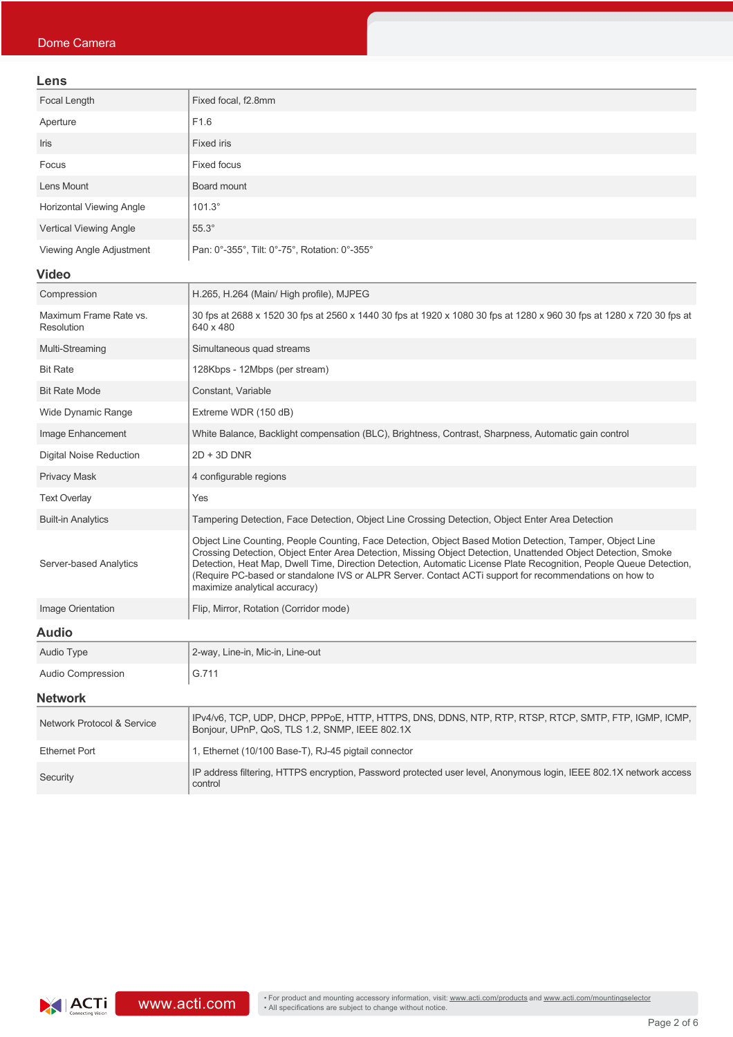## Lens

| | |
|---|---|
| Focal Length | Fixed focal, f2.8mm |
| Aperture | F1.6 |
| Iris | Fixed iris |
| Focus | Fixed focus |
| Lens Mount | Board mount |
| Horizontal Viewing Angle | 101.3° |
| Vertical Viewing Angle | 55.3° |
| Viewing Angle Adjustment | Pan: 0°-355°, Tilt: 0°-75°, Rotation: 0°-355° |

## Video

| | |
|---|---|
| Compression | H.265, H.264 (Main/ High profile), MJPEG |
| Maximum Frame Rate vs. Resolution | 30 fps at 2688 x 1520 30 fps at 2560 x 1440 30 fps at 1920 x 1080 30 fps at 1280 x 960 30 fps at 1280 x 720 30 fps at 640 x 480 |
| Multi-Streaming | Simultaneous quad streams |
| Bit Rate | 128Kbps - 12Mbps (per stream) |
| Bit Rate Mode | Constant, Variable |
| Wide Dynamic Range | Extreme WDR (150 dB) |
| Image Enhancement | White Balance, Backlight compensation (BLC), Brightness, Contrast, Sharpness, Automatic gain control |
| Digital Noise Reduction | 2D + 3D DNR |
| Privacy Mask | 4 configurable regions |
| Text Overlay | Yes |
| Built-in Analytics | Tampering Detection, Face Detection, Object Line Crossing Detection, Object Enter Area Detection |
| Server-based Analytics | Object Line Counting, People Counting, Face Detection, Object Based Motion Detection, Tamper, Object Line Crossing Detection, Object Enter Area Detection, Missing Object Detection, Unattended Object Detection, Smoke Detection, Heat Map, Dwell Time, Direction Detection, Automatic License Plate Recognition, People Queue Detection, (Require PC-based or standalone IVS or ALPR Server. Contact ACTi support for recommendations on how to maximize analytical accuracy) |
| Image Orientation | Flip, Mirror, Rotation (Corridor mode) |

## Audio

| | |
|---|---|
| Audio Type | 2-way, Line-in, Mic-in, Line-out |
| Audio Compression | G.711 |

## Network

| | |
|---|---|
| Network Protocol & Service | IPv4/v6, TCP, UDP, DHCP, PPPoE, HTTP, HTTPS, DNS, DDNS, NTP, RTP, RTSP, RTCP, SMTP, FTP, IGMP, ICMP, Bonjour, UPnP, QoS, TLS 1.2, SNMP, IEEE 802.1X |
| Ethernet Port | 1, Ethernet (10/100 Base-T), RJ-45 pigtail connector |
| Security | IP address filtering, HTTPS encryption, Password protected user level, Anonymous login, IEEE 802.1X network access control |

• For product and mounting accessory information, visit: www.acti.com/products and www.acti.com/mountingselector
• All specifications are subject to change without notice.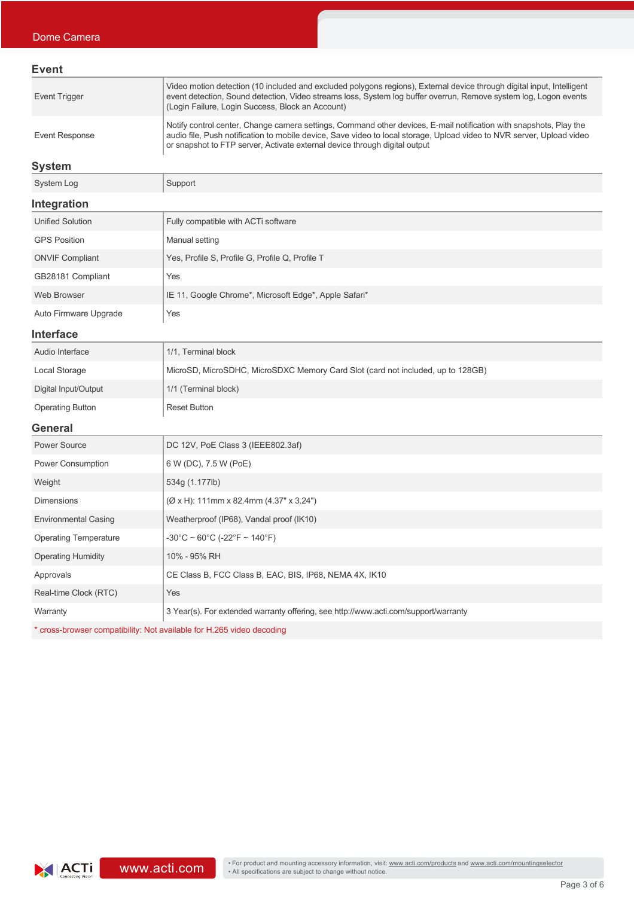## Event

| | |
|---|---|
| Event Trigger | Video motion detection (10 included and excluded polygons regions), External device through digital input, Intelligent event detection, Sound detection, Video streams loss, System log buffer overrun, Remove system log, Logon events (Login Failure, Login Success, Block an Account) |
| Event Response | Notify control center, Change camera settings, Command other devices, E-mail notification with snapshots, Play the audio file, Push notification to mobile device, Save video to local storage, Upload video to NVR server, Upload video or snapshot to FTP server, Activate external device through digital output |

## System

| | |
|---|---|
| System Log | Support |

## Integration

| | |
|---|---|
| Unified Solution | Fully compatible with ACTi software |
| GPS Position | Manual setting |
| ONVIF Compliant | Yes, Profile S, Profile G, Profile Q, Profile T |
| GB28181 Compliant | Yes |
| Web Browser | IE 11, Google Chrome*, Microsoft Edge*, Apple Safari* |
| Auto Firmware Upgrade | Yes |

## Interface

| | |
|---|---|
| Audio Interface | 1/1, Terminal block |
| Local Storage | MicroSD, MicroSDHC, MicroSDXC Memory Card Slot (card not included, up to 128GB) |
| Digital Input/Output | 1/1 (Terminal block) |
| Operating Button | Reset Button |

## General

| | |
|---|---|
| Power Source | DC 12V, PoE Class 3 (IEEE802.3af) |
| Power Consumption | 6 W (DC), 7.5 W (PoE) |
| Weight | 534g (1.177lb) |
| Dimensions | (Ø x H): 111mm x 82.4mm (4.37" x 3.24") |
| Environmental Casing | Weatherproof (IP68), Vandal proof (IK10) |
| Operating Temperature | -30°C ~ 60°C (-22°F ~ 140°F) |
| Operating Humidity | 10% - 95% RH |
| Approvals | CE Class B, FCC Class B, EAC, BIS, IP68, NEMA 4X, IK10 |
| Real-time Clock (RTC) | Yes |
| Warranty | 3 Year(s). For extended warranty offering, see http://www.acti.com/support/warranty |

* cross-browser compatibility: Not available for H.265 video decoding

www.acti.com

- For product and mounting accessory information, visit: www.acti.com/products and www.acti.com/mountingselector
- All specifications are subject to change without notice.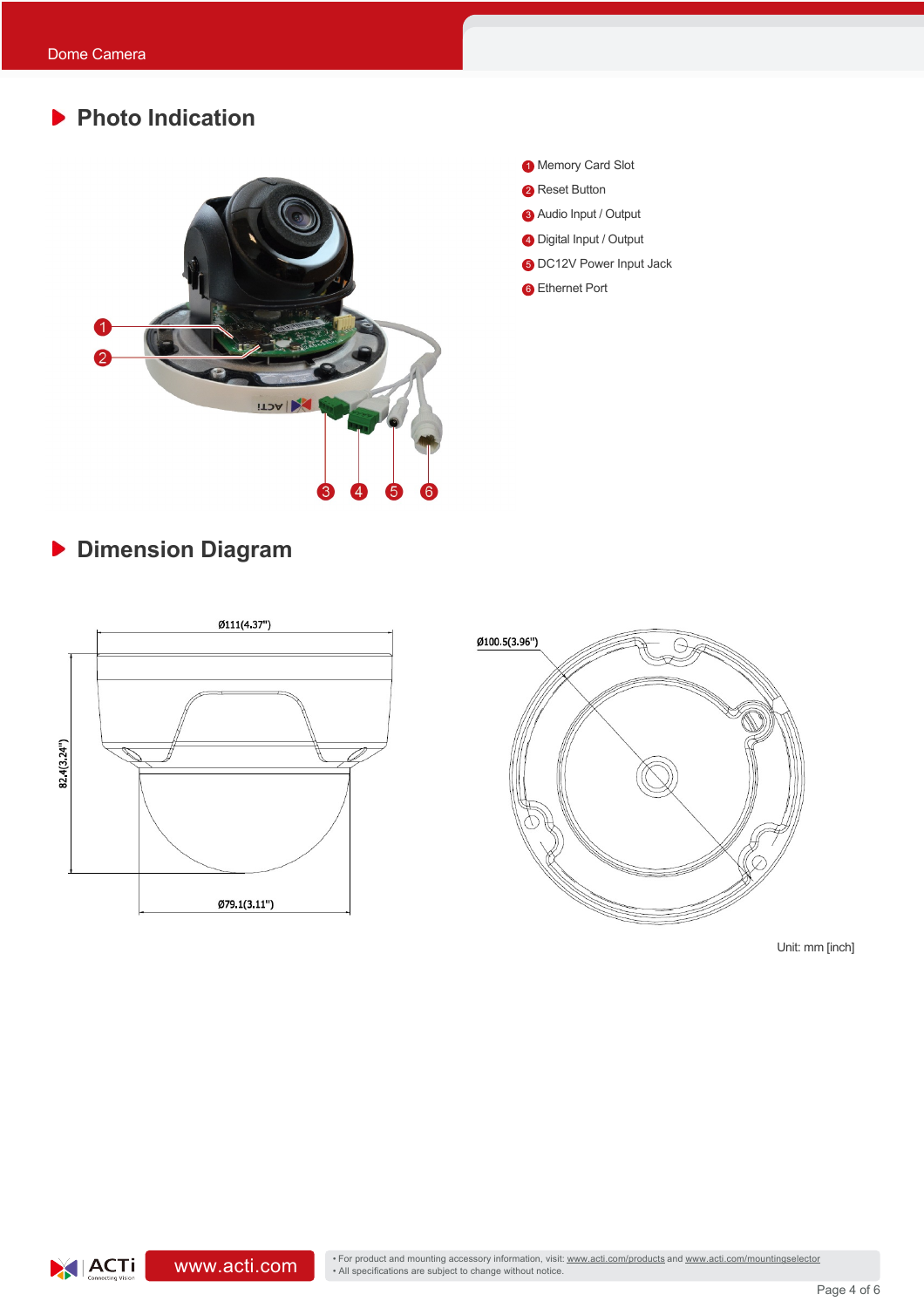## Photo Indication

1. Memory Card Slot
2. Reset Button
3. Audio Input / Output
4. Digital Input / Output
5. DC12V Power Input Jack
6. Ethernet Port

## Dimension Diagram

Ø111(4.37")

82.4(3.24")

Ø79.1(3.11")

Ø100.5(3.96")

Unit: mm [inch]

- For product and mounting accessory information, visit: www.acti.com/products and www.acti.com/mountingselector
- All specifications are subject to change without notice.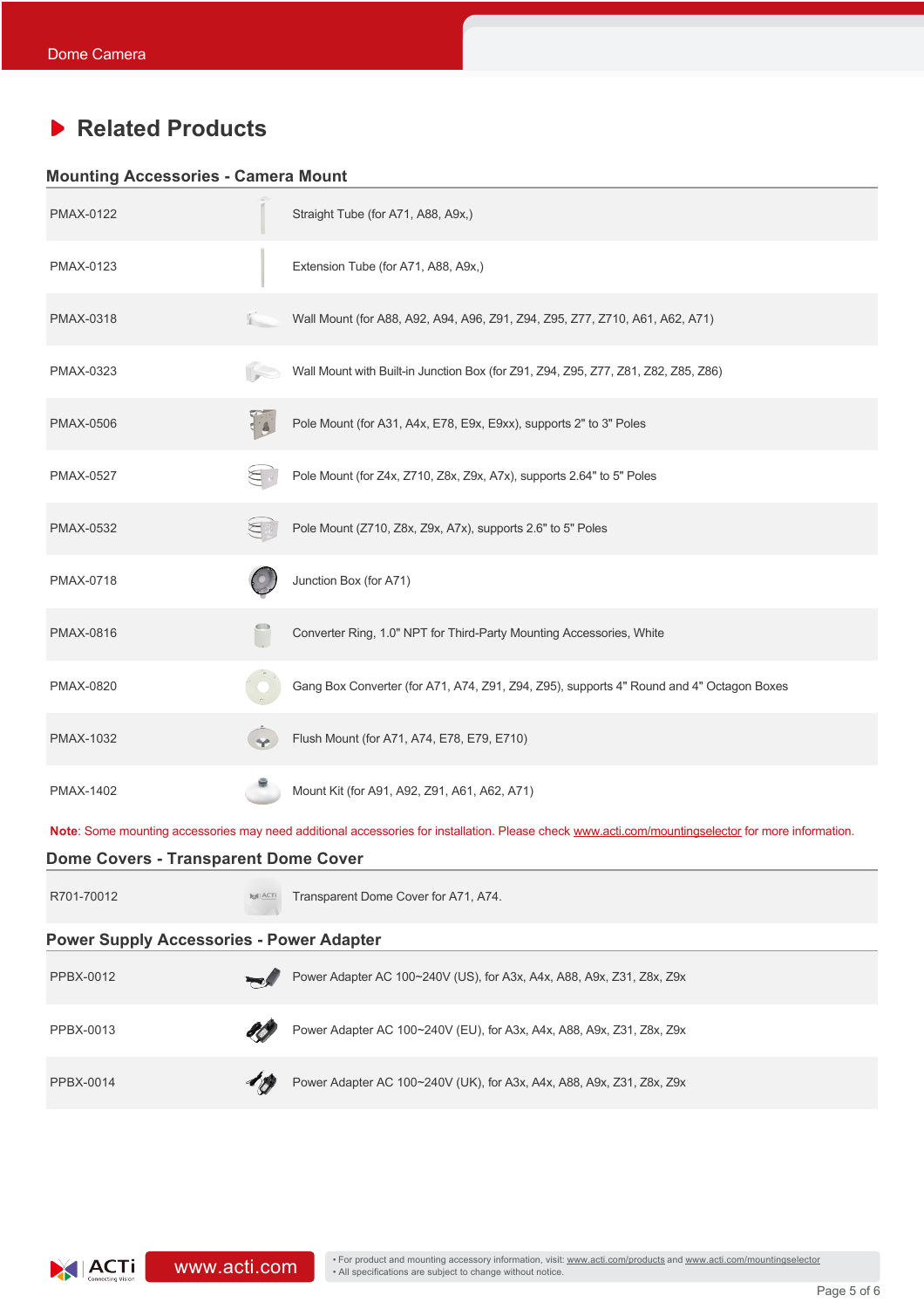# Related Products

## Mounting Accessories - Camera Mount

| | |
|---|---|
| PMAX-0122 | Straight Tube (for A71, A88, A9x,) |
| PMAX-0123 | Extension Tube (for A71, A88, A9x,) |
| PMAX-0318 | Wall Mount (for A88, A92, A94, A96, Z91, Z94, Z95, Z77, Z710, A61, A62, A71) |
| PMAX-0323 | Wall Mount with Built-in Junction Box (for Z91, Z94, Z95, Z77, Z81, Z82, Z85, Z86) |
| PMAX-0506 | Pole Mount (for A31, A4x, E78, E9x, E9xx), supports 2" to 3" Poles |
| PMAX-0527 | Pole Mount (for Z4x, Z710, Z8x, Z9x, A7x), supports 2.64" to 5" Poles |
| PMAX-0532 | Pole Mount (Z710, Z8x, Z9x, A7x), supports 2.6" to 5" Poles |
| PMAX-0718 | Junction Box (for A71) |
| PMAX-0816 | Converter Ring, 1.0" NPT for Third-Party Mounting Accessories, White |
| PMAX-0820 | Gang Box Converter (for A71, A74, Z91, Z94, Z95), supports 4" Round and 4" Octagon Boxes |
| PMAX-1032 | Flush Mount (for A71, A74, E78, E79, E710) |
| PMAX-1402 | Mount Kit (for A91, A92, Z91, A61, A62, A71) |

**Note**: Some mounting accessories may need additional accessories for installation. Please check www.acti.com/mountingselector for more information.

## Dome Covers - Transparent Dome Cover

| | |
|---|---|
| R701-70012 | Transparent Dome Cover for A71, A74. |

## Power Supply Accessories - Power Adapter

| | |
|---|---|
| PPBX-0012 | Power Adapter AC 100~240V (US), for A3x, A4x, A88, A9x, Z31, Z8x, Z9x |
| PPBX-0013 | Power Adapter AC 100~240V (EU), for A3x, A4x, A88, A9x, Z31, Z8x, Z9x |
| PPBX-0014 | Power Adapter AC 100~240V (UK), for A3x, A4x, A88, A9x, Z31, Z8x, Z9x |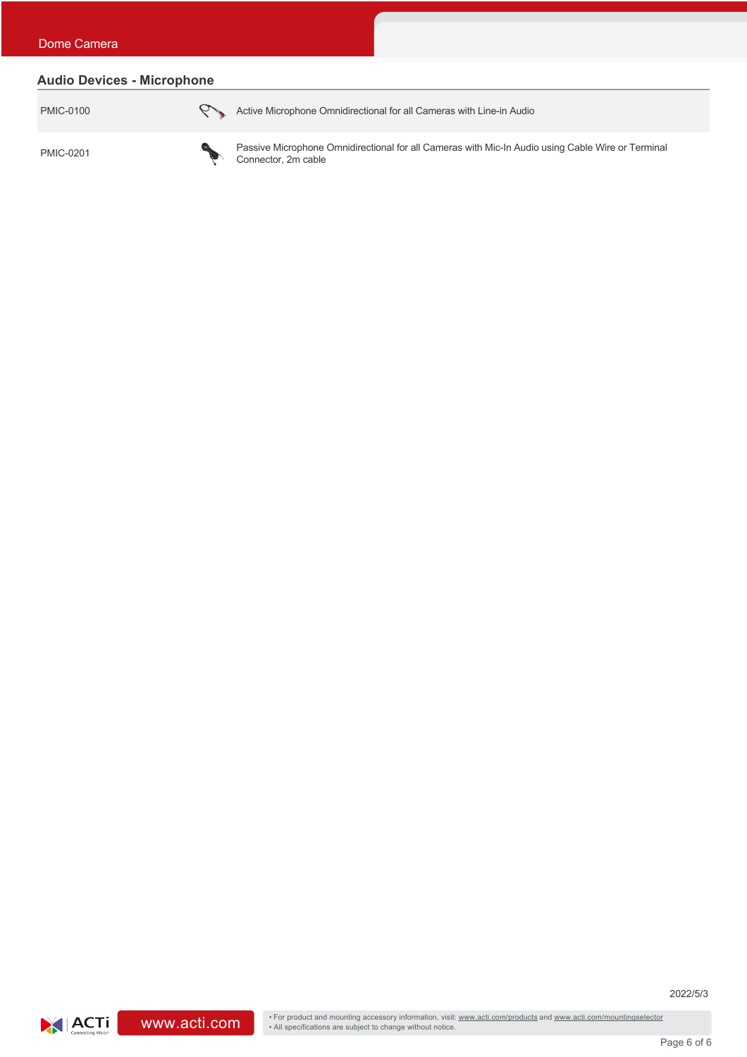## Audio Devices - Microphone

| | |
|---|---|
| PMIC-0100 | Active Microphone Omnidirectional for all Cameras with Line-in Audio |
| PMIC-0201 | Passive Microphone Omnidirectional for all Cameras with Mic-In Audio using Cable Wire or Terminal Connector, 2m cable |

2022/5/3

www.acti.com

• For product and mounting accessory information, visit: www.acti.com/products and www.acti.com/mountingselector
• All specifications are subject to change without notice.